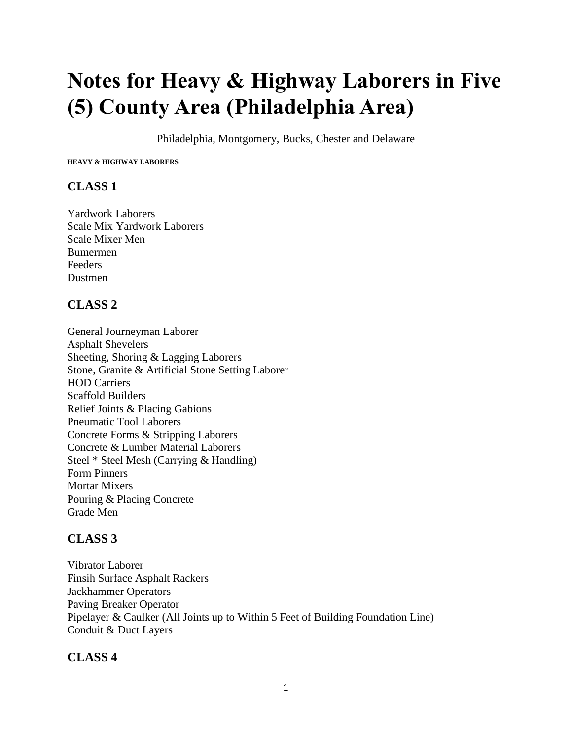# Notes for Heavy & Highway Laborers in Five (5) County Area (Philadelphia Area)

Philadelphia, Montgomery, Bucks, Chester and Delaware

**HEAVY & HIGHWAY LABORERS**

## CLASS 1

Yardwork Laborers
Scale Mix Yardwork Laborers
Scale Mixer Men
Bumermen
Feeders
Dustmen

## CLASS 2

General Journeyman Laborer
Asphalt Shevelers
Sheeting, Shoring & Lagging Laborers
Stone, Granite & Artificial Stone Setting Laborer
HOD Carriers
Scaffold Builders
Relief Joints & Placing Gabions
Pneumatic Tool Laborers
Concrete Forms & Stripping Laborers
Concrete & Lumber Material Laborers
Steel * Steel Mesh (Carrying & Handling)
Form Pinners
Mortar Mixers
Pouring & Placing Concrete
Grade Men

## CLASS 3

Vibrator Laborer
Finsih Surface Asphalt Rackers
Jackhammer Operators
Paving Breaker Operator
Pipelayer & Caulker (All Joints up to Within 5 Feet of Building Foundation Line)
Conduit & Duct Layers

## CLASS 4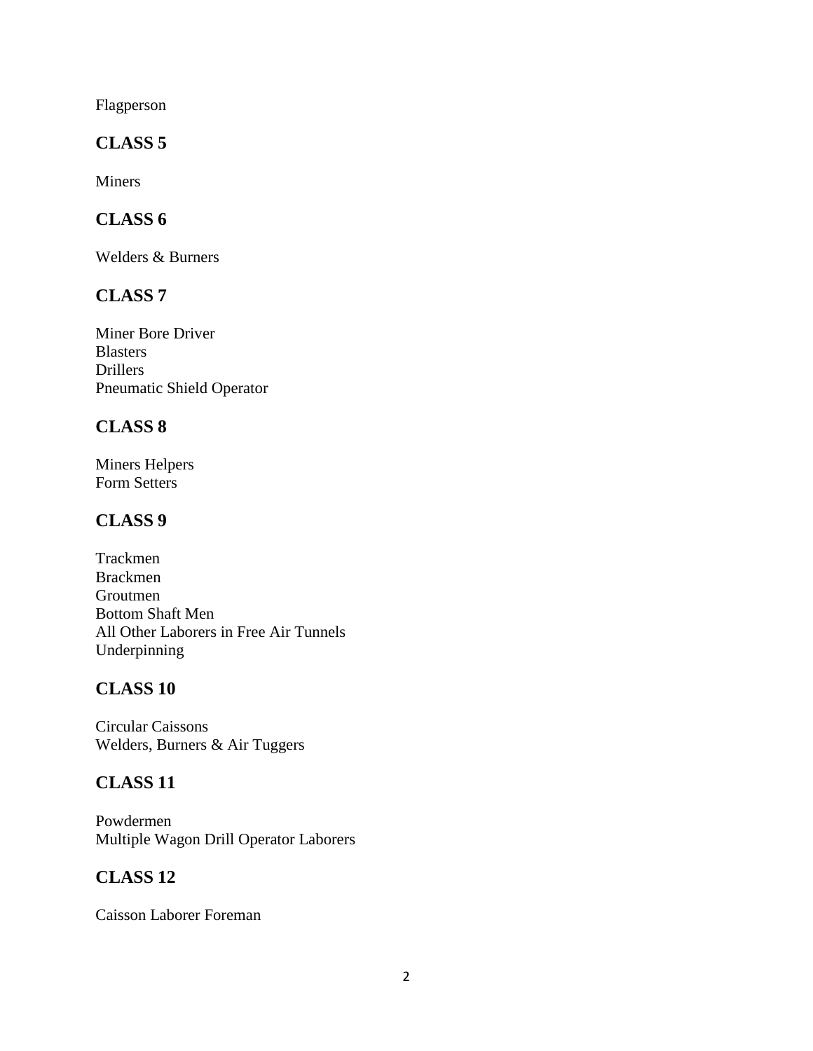Flagperson

## CLASS 5

Miners

## CLASS 6

Welders & Burners

## CLASS 7

Miner Bore Driver
Blasters
Drillers
Pneumatic Shield Operator

## CLASS 8

Miners Helpers
Form Setters

## CLASS 9

Trackmen
Brackmen
Groutmen
Bottom Shaft Men
All Other Laborers in Free Air Tunnels
Underpinning

## CLASS 10

Circular Caissons
Welders, Burners & Air Tuggers

## CLASS 11

Powdermen
Multiple Wagon Drill Operator Laborers

## CLASS 12

Caisson Laborer Foreman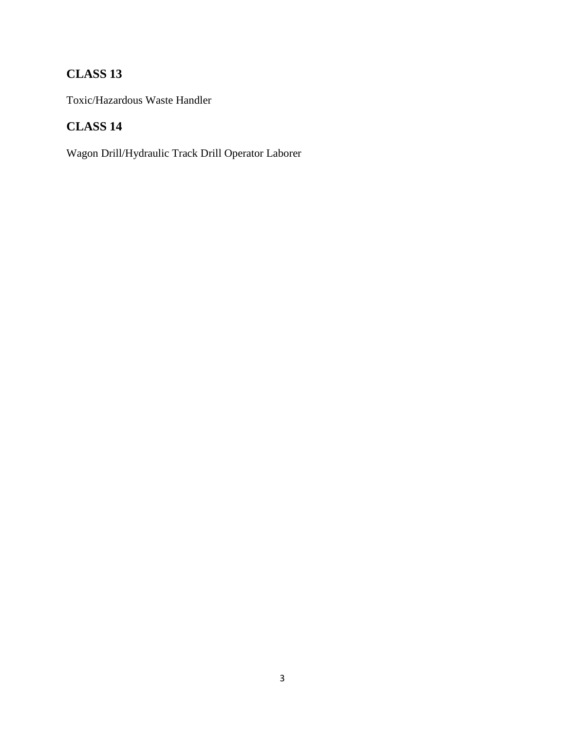## CLASS 13

Toxic/Hazardous Waste Handler

## CLASS 14

Wagon Drill/Hydraulic Track Drill Operator Laborer